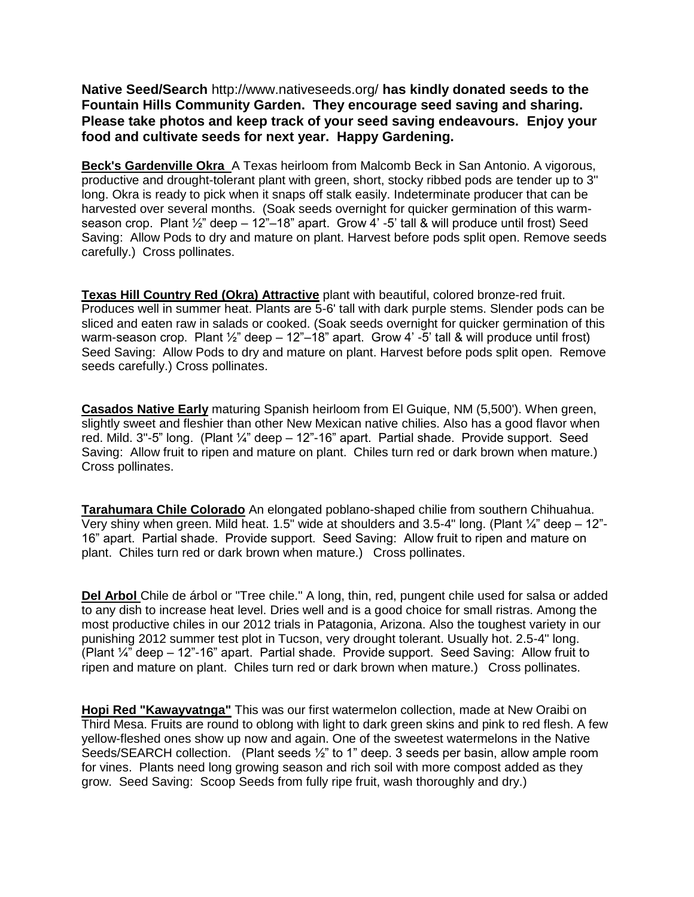**Native Seed/Search** http://www.nativeseeds.org/ **has kindly donated seeds to the Fountain Hills Community Garden. They encourage seed saving and sharing. Please take photos and keep track of your seed saving endeavours. Enjoy your food and cultivate seeds for next year. Happy Gardening.**

**Beck's Gardenville Okra** A Texas heirloom from Malcomb Beck in San Antonio. A vigorous, productive and drought-tolerant plant with green, short, stocky ribbed pods are tender up to 3" long. Okra is ready to pick when it snaps off stalk easily. Indeterminate producer that can be harvested over several months. (Soak seeds overnight for quicker germination of this warm-season crop. Plant ½" deep – 12"–18" apart. Grow 4' -5' tall & will produce until frost) Seed Saving: Allow Pods to dry and mature on plant. Harvest before pods split open. Remove seeds carefully.) Cross pollinates.

**Texas Hill Country Red (Okra) Attractive** plant with beautiful, colored bronze-red fruit. Produces well in summer heat. Plants are 5-6' tall with dark purple stems. Slender pods can be sliced and eaten raw in salads or cooked. (Soak seeds overnight for quicker germination of this warm-season crop. Plant ½" deep – 12"–18" apart. Grow 4' -5' tall & will produce until frost) Seed Saving: Allow Pods to dry and mature on plant. Harvest before pods split open. Remove seeds carefully.) Cross pollinates.

**Casados Native Early** maturing Spanish heirloom from El Guique, NM (5,500'). When green, slightly sweet and fleshier than other New Mexican native chilies. Also has a good flavor when red. Mild. 3"-5" long. (Plant ¼" deep – 12"–16" apart. Partial shade. Provide support. Seed Saving: Allow fruit to ripen and mature on plant. Chiles turn red or dark brown when mature.) Cross pollinates.

**Tarahumara Chile Colorado** An elongated poblano-shaped chilie from southern Chihuahua. Very shiny when green. Mild heat. 1.5" wide at shoulders and 3.5-4" long. (Plant ¼" deep – 12"-16" apart. Partial shade. Provide support. Seed Saving: Allow fruit to ripen and mature on plant. Chiles turn red or dark brown when mature.) Cross pollinates.

**Del Arbol** Chile de árbol or "Tree chile." A long, thin, red, pungent chile used for salsa or added to any dish to increase heat level. Dries well and is a good choice for small ristras. Among the most productive chiles in our 2012 trials in Patagonia, Arizona. Also the toughest variety in our punishing 2012 summer test plot in Tucson, very drought tolerant. Usually hot. 2.5-4" long. (Plant ¼" deep – 12"-16" apart. Partial shade. Provide support. Seed Saving: Allow fruit to ripen and mature on plant. Chiles turn red or dark brown when mature.) Cross pollinates.

**Hopi Red "Kawayvatnga"** This was our first watermelon collection, made at New Oraibi on Third Mesa. Fruits are round to oblong with light to dark green skins and pink to red flesh. A few yellow-fleshed ones show up now and again. One of the sweetest watermelons in the Native Seeds/SEARCH collection. (Plant seeds ½" to 1" deep. 3 seeds per basin, allow ample room for vines. Plants need long growing season and rich soil with more compost added as they grow. Seed Saving: Scoop Seeds from fully ripe fruit, wash thoroughly and dry.)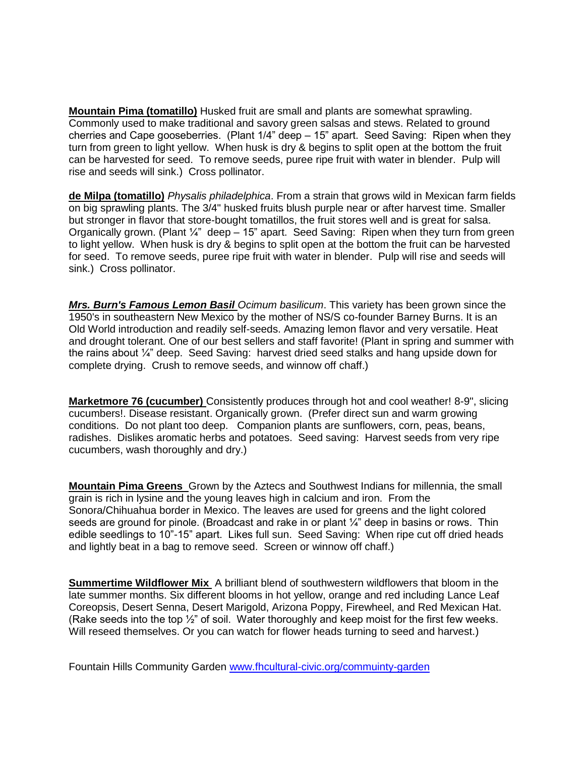**Mountain Pima (tomatillo)** Husked fruit are small and plants are somewhat sprawling. Commonly used to make traditional and savory green salsas and stews. Related to ground cherries and Cape gooseberries. (Plant 1/4" deep – 15" apart. Seed Saving: Ripen when they turn from green to light yellow. When husk is dry & begins to split open at the bottom the fruit can be harvested for seed. To remove seeds, puree ripe fruit with water in blender. Pulp will rise and seeds will sink.) Cross pollinator.

**de Milpa (tomatillo)** *Physalis philadelphica*. From a strain that grows wild in Mexican farm fields on big sprawling plants. The 3/4" husked fruits blush purple near or after harvest time. Smaller but stronger in flavor that store-bought tomatillos, the fruit stores well and is great for salsa. Organically grown. (Plant ¼" deep – 15" apart. Seed Saving: Ripen when they turn from green to light yellow. When husk is dry & begins to split open at the bottom the fruit can be harvested for seed. To remove seeds, puree ripe fruit with water in blender. Pulp will rise and seeds will sink.) Cross pollinator.

***Mrs. Burn's Famous Lemon Basil*** *Ocimum basilicum*. This variety has been grown since the 1950's in southeastern New Mexico by the mother of NS/S co-founder Barney Burns. It is an Old World introduction and readily self-seeds. Amazing lemon flavor and very versatile. Heat and drought tolerant. One of our best sellers and staff favorite! (Plant in spring and summer with the rains about ¼" deep. Seed Saving: harvest dried seed stalks and hang upside down for complete drying. Crush to remove seeds, and winnow off chaff.)

**Marketmore 76 (cucumber)** Consistently produces through hot and cool weather! 8-9", slicing cucumbers!. Disease resistant. Organically grown. (Prefer direct sun and warm growing conditions. Do not plant too deep. Companion plants are sunflowers, corn, peas, beans, radishes. Dislikes aromatic herbs and potatoes. Seed saving: Harvest seeds from very ripe cucumbers, wash thoroughly and dry.)

**Mountain Pima Greens** Grown by the Aztecs and Southwest Indians for millennia, the small grain is rich in lysine and the young leaves high in calcium and iron. From the Sonora/Chihuahua border in Mexico. The leaves are used for greens and the light colored seeds are ground for pinole. (Broadcast and rake in or plant ¼" deep in basins or rows. Thin edible seedlings to 10"-15" apart. Likes full sun. Seed Saving: When ripe cut off dried heads and lightly beat in a bag to remove seed. Screen or winnow off chaff.)

**Summertime Wildflower Mix** A brilliant blend of southwestern wildflowers that bloom in the late summer months. Six different blooms in hot yellow, orange and red including Lance Leaf Coreopsis, Desert Senna, Desert Marigold, Arizona Poppy, Firewheel, and Red Mexican Hat. (Rake seeds into the top ½" of soil. Water thoroughly and keep moist for the first few weeks. Will reseed themselves. Or you can watch for flower heads turning to seed and harvest.)

Fountain Hills Community Garden www.fhcultural-civic.org/commuinty-garden